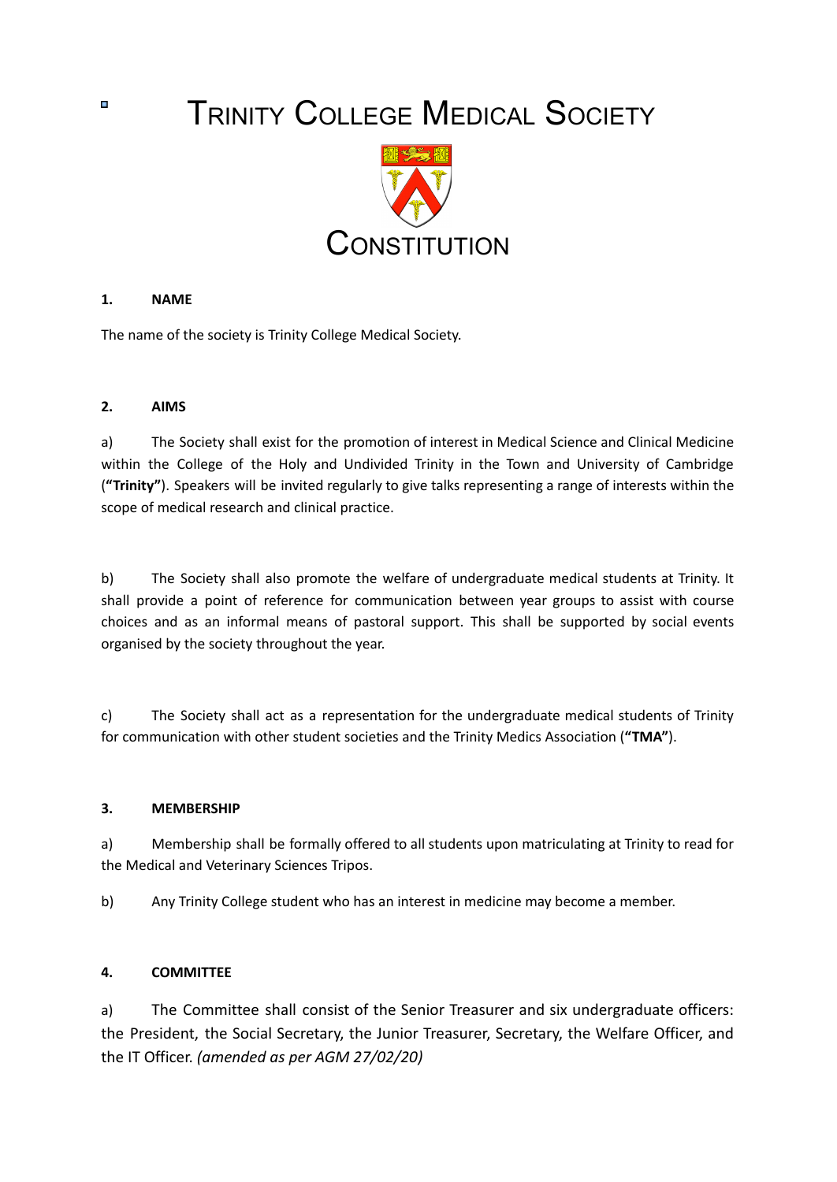# Trinity College Medical Society

# Constitution

## 1. NAME

The name of the society is Trinity College Medical Society.

## 2. AIMS

a) The Society shall exist for the promotion of interest in Medical Science and Clinical Medicine within the College of the Holy and Undivided Trinity in the Town and University of Cambridge (**"Trinity"**). Speakers will be invited regularly to give talks representing a range of interests within the scope of medical research and clinical practice.

b) The Society shall also promote the welfare of undergraduate medical students at Trinity. It shall provide a point of reference for communication between year groups to assist with course choices and as an informal means of pastoral support. This shall be supported by social events organised by the society throughout the year.

c) The Society shall act as a representation for the undergraduate medical students of Trinity for communication with other student societies and the Trinity Medics Association (**"TMA"**).

## 3. MEMBERSHIP

a) Membership shall be formally offered to all students upon matriculating at Trinity to read for the Medical and Veterinary Sciences Tripos.

b) Any Trinity College student who has an interest in medicine may become a member.

## 4. COMMITTEE

a) The Committee shall consist of the Senior Treasurer and six undergraduate officers: the President, the Social Secretary, the Junior Treasurer, Secretary, the Welfare Officer, and the IT Officer. *(amended as per AGM 27/02/20)*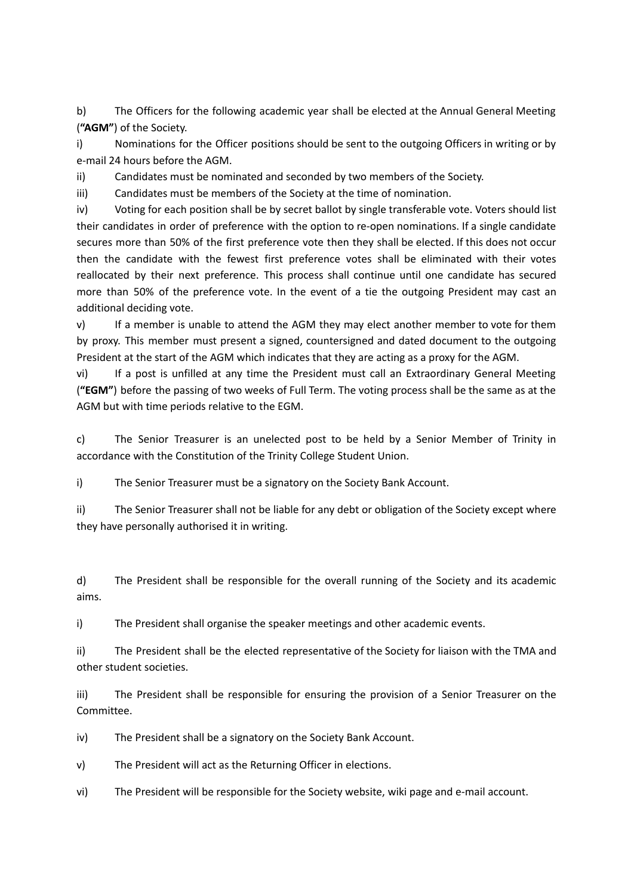b) The Officers for the following academic year shall be elected at the Annual General Meeting (**"AGM"**) of the Society.

i) Nominations for the Officer positions should be sent to the outgoing Officers in writing or by e-mail 24 hours before the AGM.

ii) Candidates must be nominated and seconded by two members of the Society.

iii) Candidates must be members of the Society at the time of nomination.

iv) Voting for each position shall be by secret ballot by single transferable vote. Voters should list their candidates in order of preference with the option to re-open nominations. If a single candidate secures more than 50% of the first preference vote then they shall be elected. If this does not occur then the candidate with the fewest first preference votes shall be eliminated with their votes reallocated by their next preference. This process shall continue until one candidate has secured more than 50% of the preference vote. In the event of a tie the outgoing President may cast an additional deciding vote.

v) If a member is unable to attend the AGM they may elect another member to vote for them by proxy. This member must present a signed, countersigned and dated document to the outgoing President at the start of the AGM which indicates that they are acting as a proxy for the AGM.

vi) If a post is unfilled at any time the President must call an Extraordinary General Meeting (**"EGM"**) before the passing of two weeks of Full Term. The voting process shall be the same as at the AGM but with time periods relative to the EGM.

c) The Senior Treasurer is an unelected post to be held by a Senior Member of Trinity in accordance with the Constitution of the Trinity College Student Union.

i) The Senior Treasurer must be a signatory on the Society Bank Account.

ii) The Senior Treasurer shall not be liable for any debt or obligation of the Society except where they have personally authorised it in writing.

d) The President shall be responsible for the overall running of the Society and its academic aims.

i) The President shall organise the speaker meetings and other academic events.

ii) The President shall be the elected representative of the Society for liaison with the TMA and other student societies.

iii) The President shall be responsible for ensuring the provision of a Senior Treasurer on the Committee.

iv) The President shall be a signatory on the Society Bank Account.

v) The President will act as the Returning Officer in elections.

vi) The President will be responsible for the Society website, wiki page and e-mail account.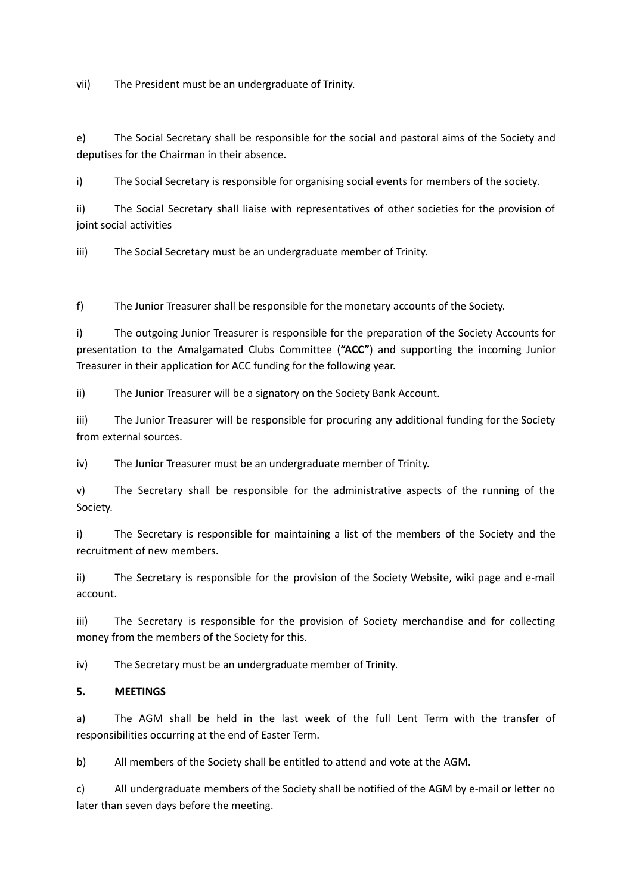vii) The President must be an undergraduate of Trinity.

e) The Social Secretary shall be responsible for the social and pastoral aims of the Society and deputises for the Chairman in their absence.

i) The Social Secretary is responsible for organising social events for members of the society.

ii) The Social Secretary shall liaise with representatives of other societies for the provision of joint social activities

iii) The Social Secretary must be an undergraduate member of Trinity.

f) The Junior Treasurer shall be responsible for the monetary accounts of the Society.

i) The outgoing Junior Treasurer is responsible for the preparation of the Society Accounts for presentation to the Amalgamated Clubs Committee (**"ACC"**) and supporting the incoming Junior Treasurer in their application for ACC funding for the following year.

ii) The Junior Treasurer will be a signatory on the Society Bank Account.

iii) The Junior Treasurer will be responsible for procuring any additional funding for the Society from external sources.

iv) The Junior Treasurer must be an undergraduate member of Trinity.

v) The Secretary shall be responsible for the administrative aspects of the running of the Society.

i) The Secretary is responsible for maintaining a list of the members of the Society and the recruitment of new members.

ii) The Secretary is responsible for the provision of the Society Website, wiki page and e-mail account.

iii) The Secretary is responsible for the provision of Society merchandise and for collecting money from the members of the Society for this.

iv) The Secretary must be an undergraduate member of Trinity.

**5. MEETINGS**

a) The AGM shall be held in the last week of the full Lent Term with the transfer of responsibilities occurring at the end of Easter Term.

b) All members of the Society shall be entitled to attend and vote at the AGM.

c) All undergraduate members of the Society shall be notified of the AGM by e-mail or letter no later than seven days before the meeting.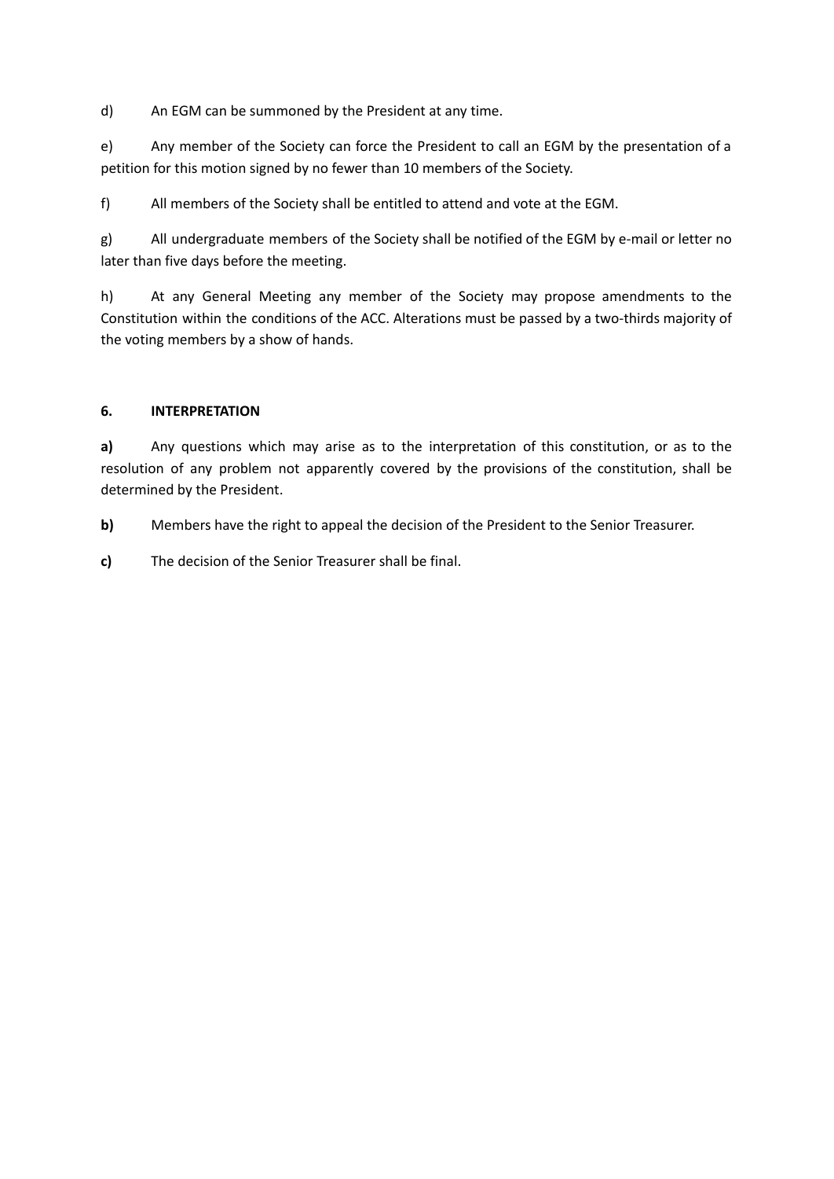d) An EGM can be summoned by the President at any time.

e) Any member of the Society can force the President to call an EGM by the presentation of a petition for this motion signed by no fewer than 10 members of the Society.

f) All members of the Society shall be entitled to attend and vote at the EGM.

g) All undergraduate members of the Society shall be notified of the EGM by e-mail or letter no later than five days before the meeting.

h) At any General Meeting any member of the Society may propose amendments to the Constitution within the conditions of the ACC. Alterations must be passed by a two-thirds majority of the voting members by a show of hands.

### 6. INTERPRETATION

**a)** Any questions which may arise as to the interpretation of this constitution, or as to the resolution of any problem not apparently covered by the provisions of the constitution, shall be determined by the President.

**b)** Members have the right to appeal the decision of the President to the Senior Treasurer.

**c)** The decision of the Senior Treasurer shall be final.